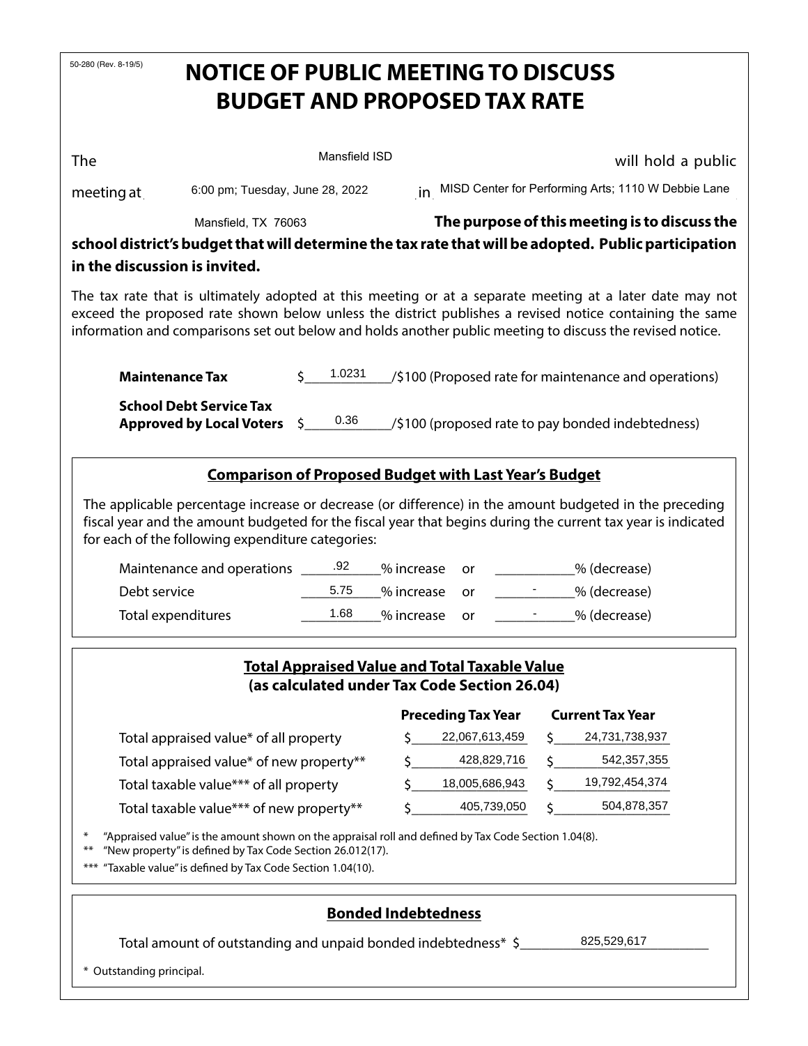50-280 (Rev. 8-19/5)

# NOTICE OF PUBLIC MEETING TO DISCUSS BUDGET AND PROPOSED TAX RATE

The Mansfield ISD will hold a public meeting at 6:00 pm; Tuesday, June 28, 2022 in MISD Center for Performing Arts; 1110 W Debbie Lane Mansfield, TX 76063 **The purpose of this meeting is to discuss the school district's budget that will determine the tax rate that will be adopted. Public participation in the discussion is invited.**

The tax rate that is ultimately adopted at this meeting or at a separate meeting at a later date may not exceed the proposed rate shown below unless the district publishes a revised notice containing the same information and comparisons set out below and holds another public meeting to discuss the revised notice.

**Maintenance Tax** $ 1.0231 /$100 (Proposed rate for maintenance and operations)

**School Debt Service Tax Approved by Local Voters** $ 0.36 /$100 (proposed rate to pay bonded indebtedness)

## Comparison of Proposed Budget with Last Year's Budget

The applicable percentage increase or decrease (or difference) in the amount budgeted in the preceding fiscal year and the amount budgeted for the fiscal year that begins during the current tax year is indicated for each of the following expenditure categories:

| | % increase | or | % (decrease) |
|---|---|---|---|
| Maintenance and operations | .92 | or | |
| Debt service | 5.75 | or | - |
| Total expenditures | 1.68 | or | - |

## Total Appraised Value and Total Taxable Value (as calculated under Tax Code Section 26.04)

| | Preceding Tax Year | Current Tax Year |
|---|---|---|
| Total appraised value* of all property | $ 22,067,613,459 | $ 24,731,738,937 |
| Total appraised value* of new property** | $ 428,829,716 | $ 542,357,355 |
| Total taxable value*** of all property | $ 18,005,686,943 | $ 19,792,454,374 |
| Total taxable value*** of new property** | $ 405,739,050 | $ 504,878,357 |

\* "Appraised value" is the amount shown on the appraisal roll and defined by Tax Code Section 1.04(8).

** "New property" is defined by Tax Code Section 26.012(17).

*** "Taxable value" is defined by Tax Code Section 1.04(10).

## Bonded Indebtedness

Total amount of outstanding and unpaid bonded indebtedness* $ 825,529,617

\* Outstanding principal.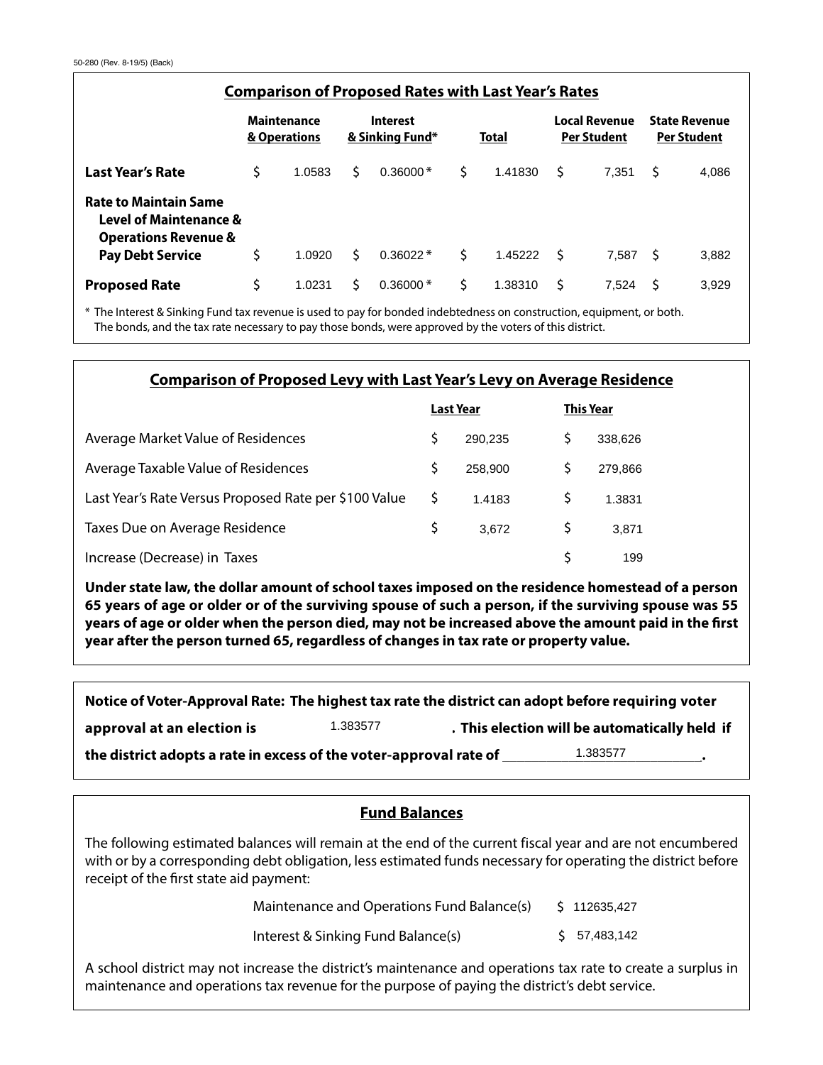## Comparison of Proposed Rates with Last Year's Rates

| | Maintenance & Operations | Interest & Sinking Fund* | Total | Local Revenue Per Student | State Revenue Per Student |
|---|---|---|---|---|---|
| **Last Year's Rate** | $ 1.0583 | $ 0.36000 * | $ 1.41830 | $ 7,351 | $ 4,086 |
| **Rate to Maintain Same Level of Maintenance & Operations Revenue & Pay Debt Service** | $ 1.0920 | $ 0.36022 * | $ 1.45222 | $ 7,587 | $ 3,882 |
| **Proposed Rate** | $ 1.0231 | $ 0.36000 * | $ 1.38310 | $ 7,524 | $ 3,929 |

* The Interest & Sinking Fund tax revenue is used to pay for bonded indebtedness on construction, equipment, or both. The bonds, and the tax rate necessary to pay those bonds, were approved by the voters of this district.

## Comparison of Proposed Levy with Last Year's Levy on Average Residence

| | Last Year | This Year |
|---|---|---|
| Average Market Value of Residences | $ 290,235 | $ 338,626 |
| Average Taxable Value of Residences | $ 258,900 | $ 279,866 |
| Last Year's Rate Versus Proposed Rate per $100 Value | $ 1.4183 | $ 1.3831 |
| Taxes Due on Average Residence | $ 3,672 | $ 3,871 |
| Increase (Decrease) in Taxes | | $ 199 |

**Under state law, the dollar amount of school taxes imposed on the residence homestead of a person 65 years of age or older or of the surviving spouse of such a person, if the surviving spouse was 55 years of age or older when the person died, may not be increased above the amount paid in the first year after the person turned 65, regardless of changes in tax rate or property value.**

**Notice of Voter-Approval Rate: The highest tax rate the district can adopt before requiring voter approval at an election is** 1.383577 **. This election will be automatically held if the district adopts a rate in excess of the voter-approval rate of** 1.383577**.**

## Fund Balances

The following estimated balances will remain at the end of the current fiscal year and are not encumbered with or by a corresponding debt obligation, less estimated funds necessary for operating the district before receipt of the first state aid payment:

| | |
|---|---|
| Maintenance and Operations Fund Balance(s) | $ 112635,427 |
| Interest & Sinking Fund Balance(s) | $ 57,483,142 |

A school district may not increase the district's maintenance and operations tax rate to create a surplus in maintenance and operations tax revenue for the purpose of paying the district's debt service.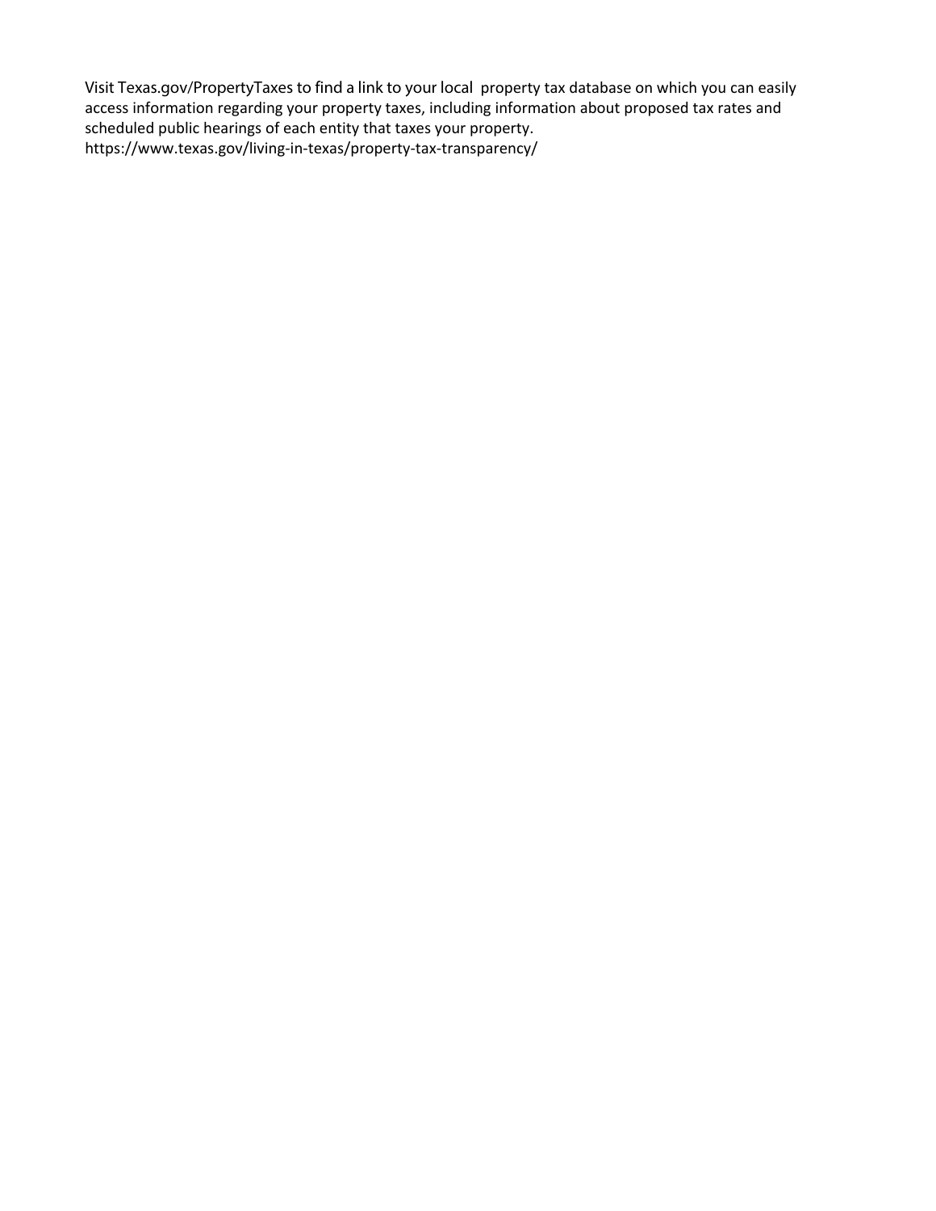Visit Texas.gov/PropertyTaxes to find a link to your local property tax database on which you can easily access information regarding your property taxes, including information about proposed tax rates and scheduled public hearings of each entity that taxes your property.
https://www.texas.gov/living-in-texas/property-tax-transparency/